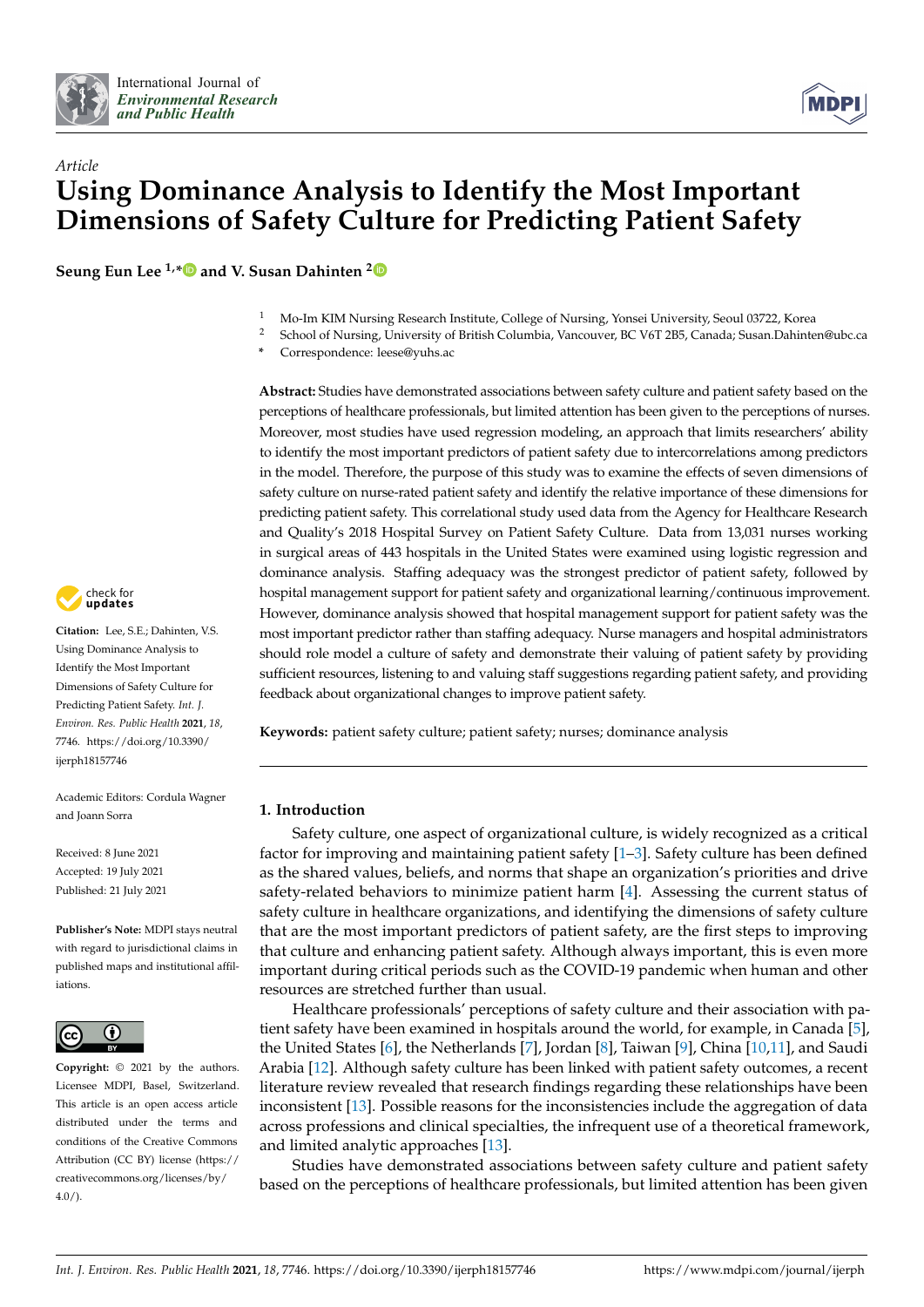International Journal of *Environmental Research and Public Health*

*Article*

# Using Dominance Analysis to Identify the Most Important Dimensions of Safety Culture for Predicting Patient Safety

**Seung Eun Lee [1,*] and V. Susan Dahinten [2]**

[1] Mo-Im KIM Nursing Research Institute, College of Nursing, Yonsei University, Seoul 03722, Korea
[2] School of Nursing, University of British Columbia, Vancouver, BC V6T 2B5, Canada; Susan.Dahinten@ubc.ca
* Correspondence: leese@yuhs.ac

**Abstract:** Studies have demonstrated associations between safety culture and patient safety based on the perceptions of healthcare professionals, but limited attention has been given to the perceptions of nurses. Moreover, most studies have used regression modeling, an approach that limits researchers' ability to identify the most important predictors of patient safety due to intercorrelations among predictors in the model. Therefore, the purpose of this study was to examine the effects of seven dimensions of safety culture on nurse-rated patient safety and identify the relative importance of these dimensions for predicting patient safety. This correlational study used data from the Agency for Healthcare Research and Quality's 2018 Hospital Survey on Patient Safety Culture. Data from 13,031 nurses working in surgical areas of 443 hospitals in the United States were examined using logistic regression and dominance analysis. Staffing adequacy was the strongest predictor of patient safety, followed by hospital management support for patient safety and organizational learning/continuous improvement. However, dominance analysis showed that hospital management support for patient safety was the most important predictor rather than staffing adequacy. Nurse managers and hospital administrators should role model a culture of safety and demonstrate their valuing of patient safety by providing sufficient resources, listening to and valuing staff suggestions regarding patient safety, and providing feedback about organizational changes to improve patient safety.

**Keywords:** patient safety culture; patient safety; nurses; dominance analysis

**Citation:** Lee, S.E.; Dahinten, V.S. Using Dominance Analysis to Identify the Most Important Dimensions of Safety Culture for Predicting Patient Safety. *Int. J. Environ. Res. Public Health* **2021**, *18*, 7746. https://doi.org/10.3390/ijerph18157746

Academic Editors: Cordula Wagner and Joann Sorra

Received: 8 June 2021
Accepted: 19 July 2021
Published: 21 July 2021

**Publisher's Note:** MDPI stays neutral with regard to jurisdictional claims in published maps and institutional affiliations.

**Copyright:** © 2021 by the authors. Licensee MDPI, Basel, Switzerland. This article is an open access article distributed under the terms and conditions of the Creative Commons Attribution (CC BY) license (https://creativecommons.org/licenses/by/4.0/).

## 1. Introduction

Safety culture, one aspect of organizational culture, is widely recognized as a critical factor for improving and maintaining patient safety [1–3]. Safety culture has been defined as the shared values, beliefs, and norms that shape an organization's priorities and drive safety-related behaviors to minimize patient harm [4]. Assessing the current status of safety culture in healthcare organizations, and identifying the dimensions of safety culture that are the most important predictors of patient safety, are the first steps to improving that culture and enhancing patient safety. Although always important, this is even more important during critical periods such as the COVID-19 pandemic when human and other resources are stretched further than usual.

Healthcare professionals' perceptions of safety culture and their association with patient safety have been examined in hospitals around the world, for example, in Canada [5], the United States [6], the Netherlands [7], Jordan [8], Taiwan [9], China [10,11], and Saudi Arabia [12]. Although safety culture has been linked with patient safety outcomes, a recent literature review revealed that research findings regarding these relationships have been inconsistent [13]. Possible reasons for the inconsistencies include the aggregation of data across professions and clinical specialties, the infrequent use of a theoretical framework, and limited analytic approaches [13].

Studies have demonstrated associations between safety culture and patient safety based on the perceptions of healthcare professionals, but limited attention has been given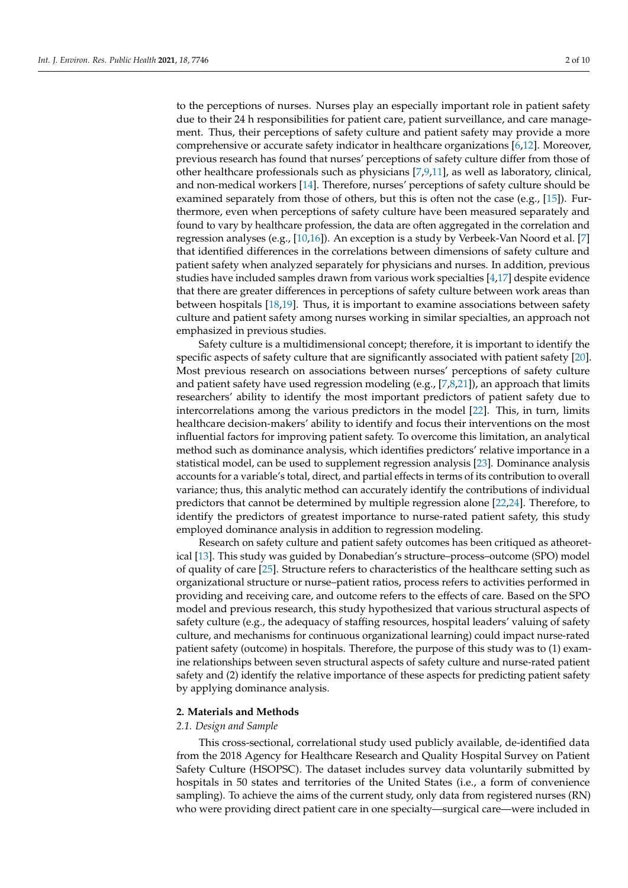to the perceptions of nurses. Nurses play an especially important role in patient safety due to their 24 h responsibilities for patient care, patient surveillance, and care management. Thus, their perceptions of safety culture and patient safety may provide a more comprehensive or accurate safety indicator in healthcare organizations [6,12]. Moreover, previous research has found that nurses' perceptions of safety culture differ from those of other healthcare professionals such as physicians [7,9,11], as well as laboratory, clinical, and non-medical workers [14]. Therefore, nurses' perceptions of safety culture should be examined separately from those of others, but this is often not the case (e.g., [15]). Furthermore, even when perceptions of safety culture have been measured separately and found to vary by healthcare profession, the data are often aggregated in the correlation and regression analyses (e.g., [10,16]). An exception is a study by Verbeek-Van Noord et al. [7] that identified differences in the correlations between dimensions of safety culture and patient safety when analyzed separately for physicians and nurses. In addition, previous studies have included samples drawn from various work specialties [4,17] despite evidence that there are greater differences in perceptions of safety culture between work areas than between hospitals [18,19]. Thus, it is important to examine associations between safety culture and patient safety among nurses working in similar specialties, an approach not emphasized in previous studies.

Safety culture is a multidimensional concept; therefore, it is important to identify the specific aspects of safety culture that are significantly associated with patient safety [20]. Most previous research on associations between nurses' perceptions of safety culture and patient safety have used regression modeling (e.g., [7,8,21]), an approach that limits researchers' ability to identify the most important predictors of patient safety due to intercorrelations among the various predictors in the model [22]. This, in turn, limits healthcare decision-makers' ability to identify and focus their interventions on the most influential factors for improving patient safety. To overcome this limitation, an analytical method such as dominance analysis, which identifies predictors' relative importance in a statistical model, can be used to supplement regression analysis [23]. Dominance analysis accounts for a variable's total, direct, and partial effects in terms of its contribution to overall variance; thus, this analytic method can accurately identify the contributions of individual predictors that cannot be determined by multiple regression alone [22,24]. Therefore, to identify the predictors of greatest importance to nurse-rated patient safety, this study employed dominance analysis in addition to regression modeling.

Research on safety culture and patient safety outcomes has been critiqued as atheoretical [13]. This study was guided by Donabedian's structure–process–outcome (SPO) model of quality of care [25]. Structure refers to characteristics of the healthcare setting such as organizational structure or nurse–patient ratios, process refers to activities performed in providing and receiving care, and outcome refers to the effects of care. Based on the SPO model and previous research, this study hypothesized that various structural aspects of safety culture (e.g., the adequacy of staffing resources, hospital leaders' valuing of safety culture, and mechanisms for continuous organizational learning) could impact nurse-rated patient safety (outcome) in hospitals. Therefore, the purpose of this study was to (1) examine relationships between seven structural aspects of safety culture and nurse-rated patient safety and (2) identify the relative importance of these aspects for predicting patient safety by applying dominance analysis.

## 2. Materials and Methods

### *2.1. Design and Sample*

This cross-sectional, correlational study used publicly available, de-identified data from the 2018 Agency for Healthcare Research and Quality Hospital Survey on Patient Safety Culture (HSOPSC). The dataset includes survey data voluntarily submitted by hospitals in 50 states and territories of the United States (i.e., a form of convenience sampling). To achieve the aims of the current study, only data from registered nurses (RN) who were providing direct patient care in one specialty—surgical care—were included in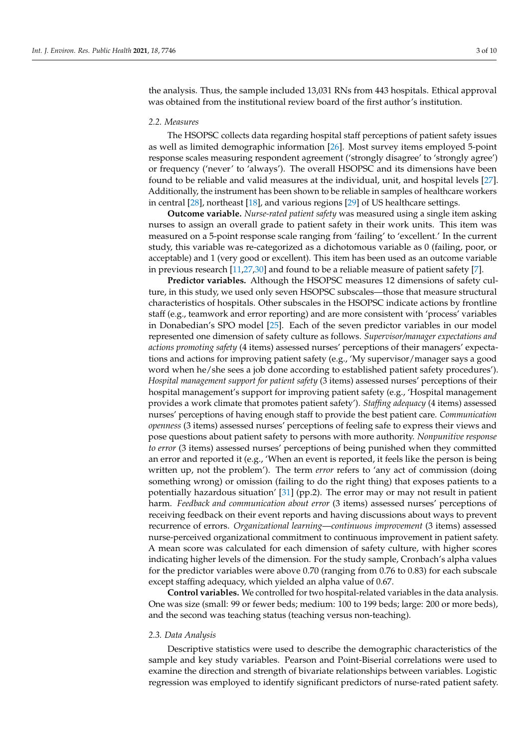the analysis. Thus, the sample included 13,031 RNs from 443 hospitals. Ethical approval was obtained from the institutional review board of the first author's institution.

### 2.2. Measures

The HSOPSC collects data regarding hospital staff perceptions of patient safety issues as well as limited demographic information [26]. Most survey items employed 5-point response scales measuring respondent agreement ('strongly disagree' to 'strongly agree') or frequency ('never' to 'always'). The overall HSOPSC and its dimensions have been found to be reliable and valid measures at the individual, unit, and hospital levels [27]. Additionally, the instrument has been shown to be reliable in samples of healthcare workers in central [28], northeast [18], and various regions [29] of US healthcare settings.

**Outcome variable.** *Nurse-rated patient safety* was measured using a single item asking nurses to assign an overall grade to patient safety in their work units. This item was measured on a 5-point response scale ranging from 'failing' to 'excellent.' In the current study, this variable was re-categorized as a dichotomous variable as 0 (failing, poor, or acceptable) and 1 (very good or excellent). This item has been used as an outcome variable in previous research [11,27,30] and found to be a reliable measure of patient safety [7].

**Predictor variables.** Although the HSOPSC measures 12 dimensions of safety culture, in this study, we used only seven HSOPSC subscales—those that measure structural characteristics of hospitals. Other subscales in the HSOPSC indicate actions by frontline staff (e.g., teamwork and error reporting) and are more consistent with 'process' variables in Donabedian's SPO model [25]. Each of the seven predictor variables in our model represented one dimension of safety culture as follows. *Supervisor/manager expectations and actions promoting safety* (4 items) assessed nurses' perceptions of their managers' expectations and actions for improving patient safety (e.g., 'My supervisor/manager says a good word when he/she sees a job done according to established patient safety procedures'). *Hospital management support for patient safety* (3 items) assessed nurses' perceptions of their hospital management's support for improving patient safety (e.g., 'Hospital management provides a work climate that promotes patient safety'). *Staffing adequacy* (4 items) assessed nurses' perceptions of having enough staff to provide the best patient care. *Communication openness* (3 items) assessed nurses' perceptions of feeling safe to express their views and pose questions about patient safety to persons with more authority. *Nonpunitive response to error* (3 items) assessed nurses' perceptions of being punished when they committed an error and reported it (e.g., 'When an event is reported, it feels like the person is being written up, not the problem'). The term *error* refers to 'any act of commission (doing something wrong) or omission (failing to do the right thing) that exposes patients to a potentially hazardous situation' [31] (pp.2). The error may or may not result in patient harm. *Feedback and communication about error* (3 items) assessed nurses' perceptions of receiving feedback on their event reports and having discussions about ways to prevent recurrence of errors. *Organizational learning—continuous improvement* (3 items) assessed nurse-perceived organizational commitment to continuous improvement in patient safety. A mean score was calculated for each dimension of safety culture, with higher scores indicating higher levels of the dimension. For the study sample, Cronbach's alpha values for the predictor variables were above 0.70 (ranging from 0.76 to 0.83) for each subscale except staffing adequacy, which yielded an alpha value of 0.67.

**Control variables.** We controlled for two hospital-related variables in the data analysis. One was size (small: 99 or fewer beds; medium: 100 to 199 beds; large: 200 or more beds), and the second was teaching status (teaching versus non-teaching).

### 2.3. Data Analysis

Descriptive statistics were used to describe the demographic characteristics of the sample and key study variables. Pearson and Point-Biserial correlations were used to examine the direction and strength of bivariate relationships between variables. Logistic regression was employed to identify significant predictors of nurse-rated patient safety.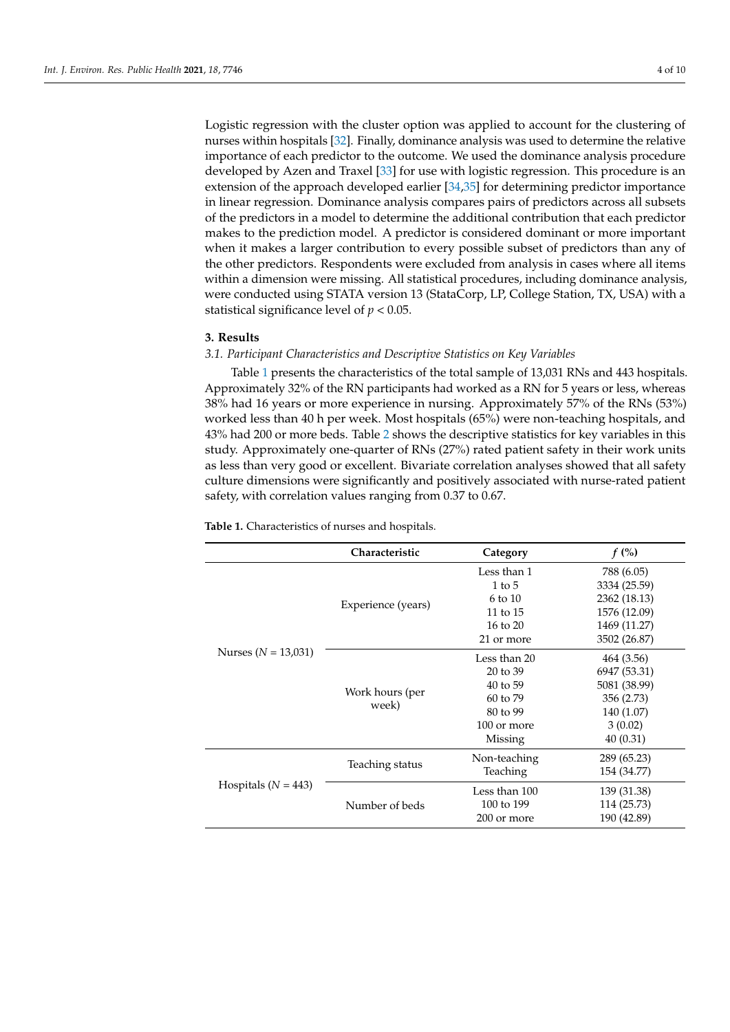Logistic regression with the cluster option was applied to account for the clustering of nurses within hospitals [32]. Finally, dominance analysis was used to determine the relative importance of each predictor to the outcome. We used the dominance analysis procedure developed by Azen and Traxel [33] for use with logistic regression. This procedure is an extension of the approach developed earlier [34,35] for determining predictor importance in linear regression. Dominance analysis compares pairs of predictors across all subsets of the predictors in a model to determine the additional contribution that each predictor makes to the prediction model. A predictor is considered dominant or more important when it makes a larger contribution to every possible subset of predictors than any of the other predictors. Respondents were excluded from analysis in cases where all items within a dimension were missing. All statistical procedures, including dominance analysis, were conducted using STATA version 13 (StataCorp, LP, College Station, TX, USA) with a statistical significance level of $p < 0.05$.

## 3. Results

### 3.1. Participant Characteristics and Descriptive Statistics on Key Variables

Table 1 presents the characteristics of the total sample of 13,031 RNs and 443 hospitals. Approximately 32% of the RN participants had worked as a RN for 5 years or less, whereas 38% had 16 years or more experience in nursing. Approximately 57% of the RNs (53%) worked less than 40 h per week. Most hospitals (65%) were non-teaching hospitals, and 43% had 200 or more beds. Table 2 shows the descriptive statistics for key variables in this study. Approximately one-quarter of RNs (27%) rated patient safety in their work units as less than very good or excellent. Bivariate correlation analyses showed that all safety culture dimensions were significantly and positively associated with nurse-rated patient safety, with correlation values ranging from 0.37 to 0.67.

**Table 1.** Characteristics of nurses and hospitals.

| | Characteristic | Category | *f* (%) |
|---|---|---|---|
| Nurses ($N$ = 13,031) | Experience (years) | Less than 1 | 788 (6.05) |
| | | 1 to 5 | 3334 (25.59) |
| | | 6 to 10 | 2362 (18.13) |
| | | 11 to 15 | 1576 (12.09) |
| | | 16 to 20 | 1469 (11.27) |
| | | 21 or more | 3502 (26.87) |
| | Work hours (per week) | Less than 20 | 464 (3.56) |
| | | 20 to 39 | 6947 (53.31) |
| | | 40 to 59 | 5081 (38.99) |
| | | 60 to 79 | 356 (2.73) |
| | | 80 to 99 | 140 (1.07) |
| | | 100 or more | 3 (0.02) |
| | | Missing | 40 (0.31) |
| Hospitals ($N$ = 443) | Teaching status | Non-teaching | 289 (65.23) |
| | | Teaching | 154 (34.77) |
| | Number of beds | Less than 100 | 139 (31.38) |
| | | 100 to 199 | 114 (25.73) |
| | | 200 or more | 190 (42.89) |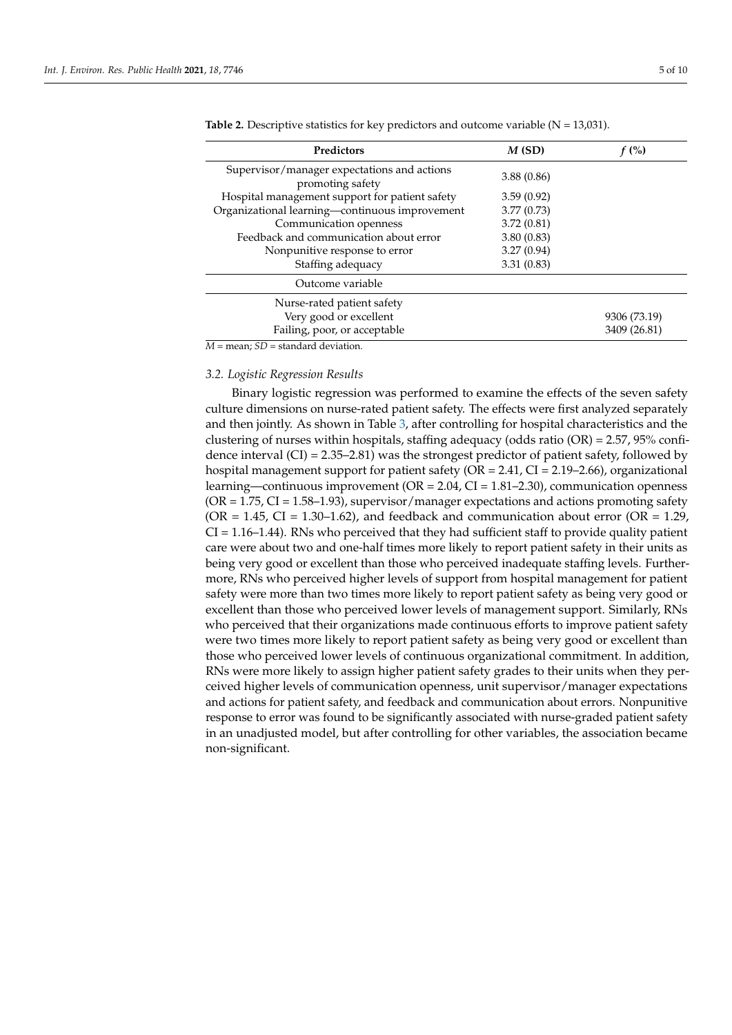**Table 2.** Descriptive statistics for key predictors and outcome variable (N = 13,031).

| Predictors | *M* (SD) | *f* (%) |
|---|---|---|
| Supervisor/manager expectations and actions promoting safety | 3.88 (0.86) | |
| Hospital management support for patient safety | 3.59 (0.92) | |
| Organizational learning—continuous improvement | 3.77 (0.73) | |
| Communication openness | 3.72 (0.81) | |
| Feedback and communication about error | 3.80 (0.83) | |
| Nonpunitive response to error | 3.27 (0.94) | |
| Staffing adequacy | 3.31 (0.83) | |
| Outcome variable | | |
| Nurse-rated patient safety | | |
| Very good or excellent | | 9306 (73.19) |
| Failing, poor, or acceptable | | 3409 (26.81) |

*M* = mean; *SD* = standard deviation.

### 3.2. Logistic Regression Results

Binary logistic regression was performed to examine the effects of the seven safety culture dimensions on nurse-rated patient safety. The effects were first analyzed separately and then jointly. As shown in Table 3, after controlling for hospital characteristics and the clustering of nurses within hospitals, staffing adequacy (odds ratio (OR) = 2.57, 95% confidence interval (CI) = 2.35–2.81) was the strongest predictor of patient safety, followed by hospital management support for patient safety (OR = 2.41, CI = 2.19–2.66), organizational learning—continuous improvement (OR = 2.04, CI = 1.81–2.30), communication openness (OR = 1.75, CI = 1.58–1.93), supervisor/manager expectations and actions promoting safety (OR = 1.45, CI = 1.30–1.62), and feedback and communication about error (OR = 1.29, CI = 1.16–1.44). RNs who perceived that they had sufficient staff to provide quality patient care were about two and one-half times more likely to report patient safety in their units as being very good or excellent than those who perceived inadequate staffing levels. Furthermore, RNs who perceived higher levels of support from hospital management for patient safety were more than two times more likely to report patient safety as being very good or excellent than those who perceived lower levels of management support. Similarly, RNs who perceived that their organizations made continuous efforts to improve patient safety were two times more likely to report patient safety as being very good or excellent than those who perceived lower levels of continuous organizational commitment. In addition, RNs were more likely to assign higher patient safety grades to their units when they perceived higher levels of communication openness, unit supervisor/manager expectations and actions for patient safety, and feedback and communication about errors. Nonpunitive response to error was found to be significantly associated with nurse-graded patient safety in an unadjusted model, but after controlling for other variables, the association became non-significant.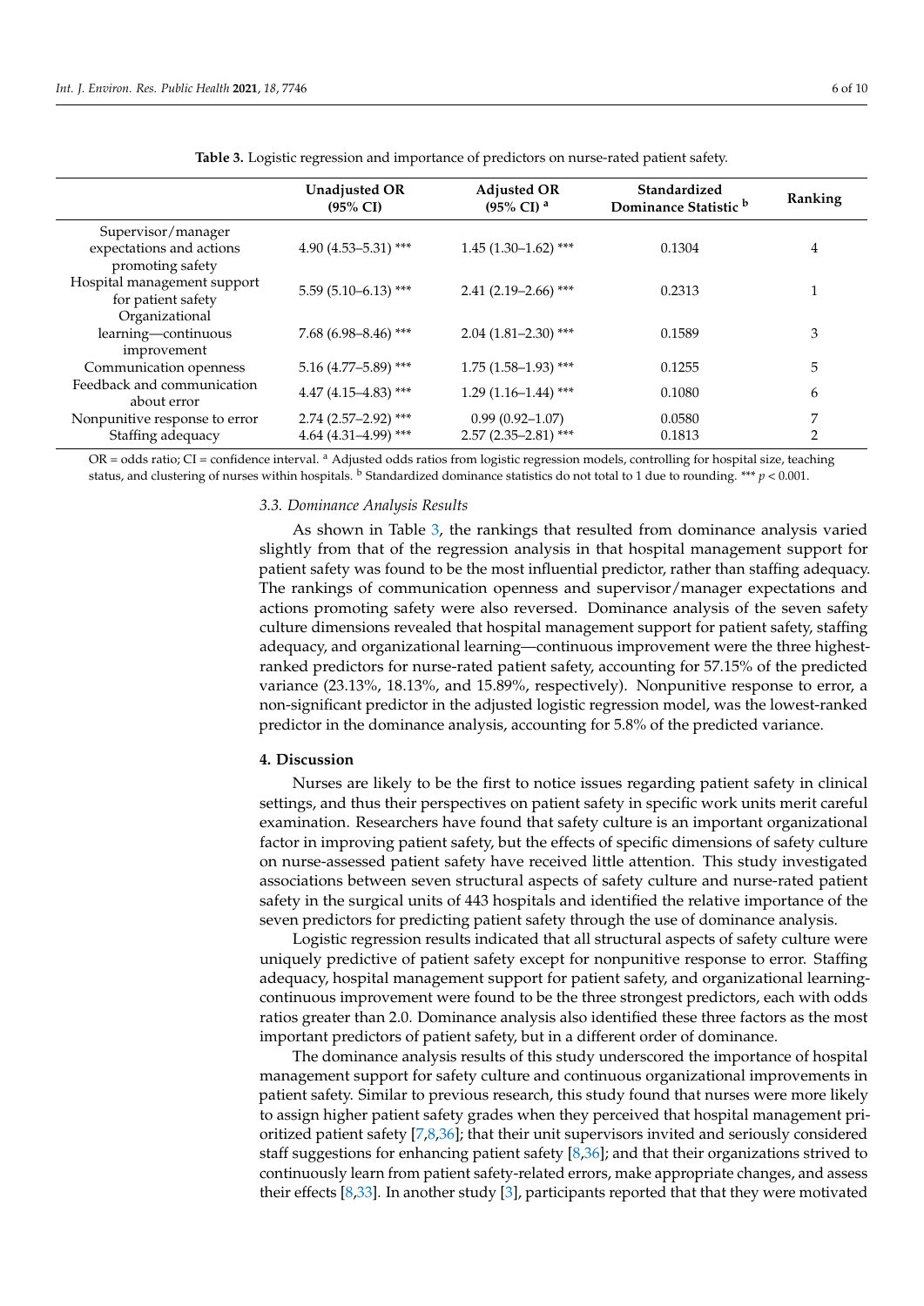**Table 3.** Logistic regression and importance of predictors on nurse-rated patient safety.

| | Unadjusted OR (95% CI) | Adjusted OR (95% CI) [a] | Standardized Dominance Statistic [b] | Ranking |
|---|---|---|---|---|
| Supervisor/manager expectations and actions promoting safety | 4.90 (4.53–5.31) *** | 1.45 (1.30–1.62) *** | 0.1304 | 4 |
| Hospital management support for patient safety | 5.59 (5.10–6.13) *** | 2.41 (2.19–2.66) *** | 0.2313 | 1 |
| Organizational learning—continuous improvement | 7.68 (6.98–8.46) *** | 2.04 (1.81–2.30) *** | 0.1589 | 3 |
| Communication openness | 5.16 (4.77–5.89) *** | 1.75 (1.58–1.93) *** | 0.1255 | 5 |
| Feedback and communication about error | 4.47 (4.15–4.83) *** | 1.29 (1.16–1.44) *** | 0.1080 | 6 |
| Nonpunitive response to error | 2.74 (2.57–2.92) *** | 0.99 (0.92–1.07) | 0.0580 | 7 |
| Staffing adequacy | 4.64 (4.31–4.99) *** | 2.57 (2.35–2.81) *** | 0.1813 | 2 |

OR = odds ratio; CI = confidence interval. [a] Adjusted odds ratios from logistic regression models, controlling for hospital size, teaching status, and clustering of nurses within hospitals. [b] Standardized dominance statistics do not total to 1 due to rounding. *** $p < 0.001$.

### 3.3. Dominance Analysis Results

As shown in Table 3, the rankings that resulted from dominance analysis varied slightly from that of the regression analysis in that hospital management support for patient safety was found to be the most influential predictor, rather than staffing adequacy. The rankings of communication openness and supervisor/manager expectations and actions promoting safety were also reversed. Dominance analysis of the seven safety culture dimensions revealed that hospital management support for patient safety, staffing adequacy, and organizational learning—continuous improvement were the three highest-ranked predictors for nurse-rated patient safety, accounting for 57.15% of the predicted variance (23.13%, 18.13%, and 15.89%, respectively). Nonpunitive response to error, a non-significant predictor in the adjusted logistic regression model, was the lowest-ranked predictor in the dominance analysis, accounting for 5.8% of the predicted variance.

## 4. Discussion

Nurses are likely to be the first to notice issues regarding patient safety in clinical settings, and thus their perspectives on patient safety in specific work units merit careful examination. Researchers have found that safety culture is an important organizational factor in improving patient safety, but the effects of specific dimensions of safety culture on nurse-assessed patient safety have received little attention. This study investigated associations between seven structural aspects of safety culture and nurse-rated patient safety in the surgical units of 443 hospitals and identified the relative importance of the seven predictors for predicting patient safety through the use of dominance analysis.

Logistic regression results indicated that all structural aspects of safety culture were uniquely predictive of patient safety except for nonpunitive response to error. Staffing adequacy, hospital management support for patient safety, and organizational learning-continuous improvement were found to be the three strongest predictors, each with odds ratios greater than 2.0. Dominance analysis also identified these three factors as the most important predictors of patient safety, but in a different order of dominance.

The dominance analysis results of this study underscored the importance of hospital management support for safety culture and continuous organizational improvements in patient safety. Similar to previous research, this study found that nurses were more likely to assign higher patient safety grades when they perceived that hospital management prioritized patient safety [7,8,36]; that their unit supervisors invited and seriously considered staff suggestions for enhancing patient safety [8,36]; and that their organizations strived to continuously learn from patient safety-related errors, make appropriate changes, and assess their effects [8,33]. In another study [3], participants reported that that they were motivated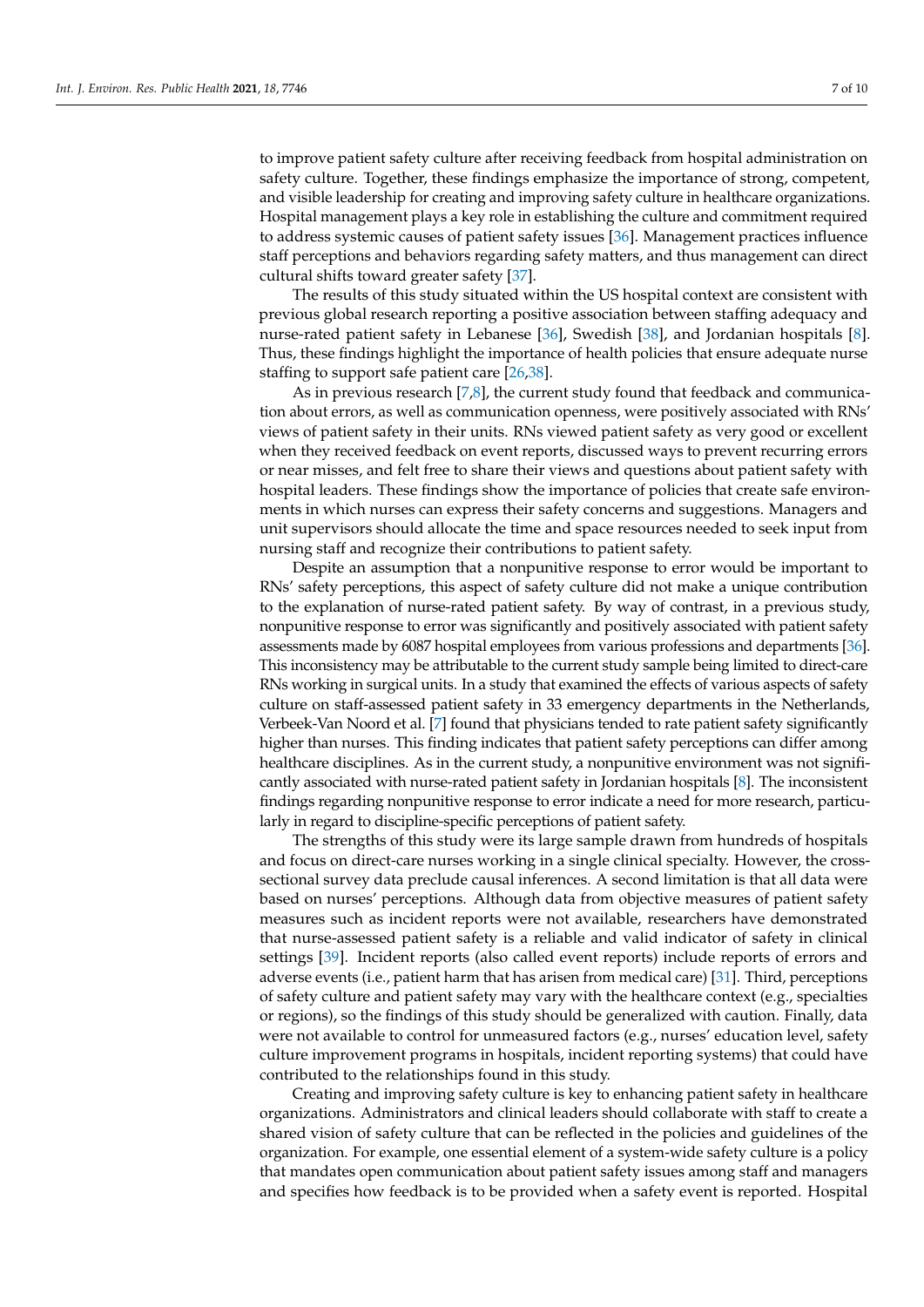to improve patient safety culture after receiving feedback from hospital administration on safety culture. Together, these findings emphasize the importance of strong, competent, and visible leadership for creating and improving safety culture in healthcare organizations. Hospital management plays a key role in establishing the culture and commitment required to address systemic causes of patient safety issues [36]. Management practices influence staff perceptions and behaviors regarding safety matters, and thus management can direct cultural shifts toward greater safety [37].

The results of this study situated within the US hospital context are consistent with previous global research reporting a positive association between staffing adequacy and nurse-rated patient safety in Lebanese [36], Swedish [38], and Jordanian hospitals [8]. Thus, these findings highlight the importance of health policies that ensure adequate nurse staffing to support safe patient care [26,38].

As in previous research [7,8], the current study found that feedback and communication about errors, as well as communication openness, were positively associated with RNs' views of patient safety in their units. RNs viewed patient safety as very good or excellent when they received feedback on event reports, discussed ways to prevent recurring errors or near misses, and felt free to share their views and questions about patient safety with hospital leaders. These findings show the importance of policies that create safe environments in which nurses can express their safety concerns and suggestions. Managers and unit supervisors should allocate the time and space resources needed to seek input from nursing staff and recognize their contributions to patient safety.

Despite an assumption that a nonpunitive response to error would be important to RNs' safety perceptions, this aspect of safety culture did not make a unique contribution to the explanation of nurse-rated patient safety. By way of contrast, in a previous study, nonpunitive response to error was significantly and positively associated with patient safety assessments made by 6087 hospital employees from various professions and departments [36]. This inconsistency may be attributable to the current study sample being limited to direct-care RNs working in surgical units. In a study that examined the effects of various aspects of safety culture on staff-assessed patient safety in 33 emergency departments in the Netherlands, Verbeek-Van Noord et al. [7] found that physicians tended to rate patient safety significantly higher than nurses. This finding indicates that patient safety perceptions can differ among healthcare disciplines. As in the current study, a nonpunitive environment was not significantly associated with nurse-rated patient safety in Jordanian hospitals [8]. The inconsistent findings regarding nonpunitive response to error indicate a need for more research, particularly in regard to discipline-specific perceptions of patient safety.

The strengths of this study were its large sample drawn from hundreds of hospitals and focus on direct-care nurses working in a single clinical specialty. However, the cross-sectional survey data preclude causal inferences. A second limitation is that all data were based on nurses' perceptions. Although data from objective measures of patient safety measures such as incident reports were not available, researchers have demonstrated that nurse-assessed patient safety is a reliable and valid indicator of safety in clinical settings [39]. Incident reports (also called event reports) include reports of errors and adverse events (i.e., patient harm that has arisen from medical care) [31]. Third, perceptions of safety culture and patient safety may vary with the healthcare context (e.g., specialties or regions), so the findings of this study should be generalized with caution. Finally, data were not available to control for unmeasured factors (e.g., nurses' education level, safety culture improvement programs in hospitals, incident reporting systems) that could have contributed to the relationships found in this study.

Creating and improving safety culture is key to enhancing patient safety in healthcare organizations. Administrators and clinical leaders should collaborate with staff to create a shared vision of safety culture that can be reflected in the policies and guidelines of the organization. For example, one essential element of a system-wide safety culture is a policy that mandates open communication about patient safety issues among staff and managers and specifies how feedback is to be provided when a safety event is reported. Hospital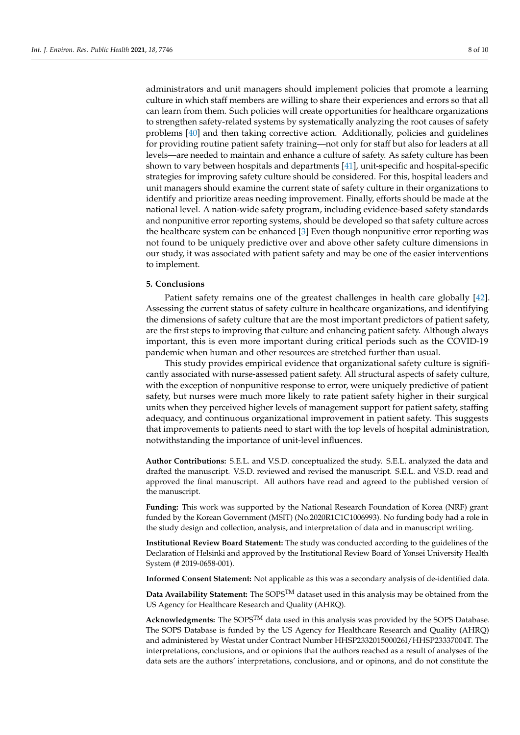administrators and unit managers should implement policies that promote a learning culture in which staff members are willing to share their experiences and errors so that all can learn from them. Such policies will create opportunities for healthcare organizations to strengthen safety-related systems by systematically analyzing the root causes of safety problems [40] and then taking corrective action. Additionally, policies and guidelines for providing routine patient safety training—not only for staff but also for leaders at all levels—are needed to maintain and enhance a culture of safety. As safety culture has been shown to vary between hospitals and departments [41], unit-specific and hospital-specific strategies for improving safety culture should be considered. For this, hospital leaders and unit managers should examine the current state of safety culture in their organizations to identify and prioritize areas needing improvement. Finally, efforts should be made at the national level. A nation-wide safety program, including evidence-based safety standards and nonpunitive error reporting systems, should be developed so that safety culture across the healthcare system can be enhanced [3] Even though nonpunitive error reporting was not found to be uniquely predictive over and above other safety culture dimensions in our study, it was associated with patient safety and may be one of the easier interventions to implement.

## 5. Conclusions

Patient safety remains one of the greatest challenges in health care globally [42]. Assessing the current status of safety culture in healthcare organizations, and identifying the dimensions of safety culture that are the most important predictors of patient safety, are the first steps to improving that culture and enhancing patient safety. Although always important, this is even more important during critical periods such as the COVID-19 pandemic when human and other resources are stretched further than usual.

This study provides empirical evidence that organizational safety culture is significantly associated with nurse-assessed patient safety. All structural aspects of safety culture, with the exception of nonpunitive response to error, were uniquely predictive of patient safety, but nurses were much more likely to rate patient safety higher in their surgical units when they perceived higher levels of management support for patient safety, staffing adequacy, and continuous organizational improvement in patient safety. This suggests that improvements to patients need to start with the top levels of hospital administration, notwithstanding the importance of unit-level influences.

**Author Contributions:** S.E.L. and V.S.D. conceptualized the study. S.E.L. analyzed the data and drafted the manuscript. V.S.D. reviewed and revised the manuscript. S.E.L. and V.S.D. read and approved the final manuscript. All authors have read and agreed to the published version of the manuscript.

**Funding:** This work was supported by the National Research Foundation of Korea (NRF) grant funded by the Korean Government (MSIT) (No.2020R1C1C1006993). No funding body had a role in the study design and collection, analysis, and interpretation of data and in manuscript writing.

**Institutional Review Board Statement:** The study was conducted according to the guidelines of the Declaration of Helsinki and approved by the Institutional Review Board of Yonsei University Health System (# 2019-0658-001).

**Informed Consent Statement:** Not applicable as this was a secondary analysis of de-identified data.

**Data Availability Statement:** The SOPS™ dataset used in this analysis may be obtained from the US Agency for Healthcare Research and Quality (AHRQ).

**Acknowledgments:** The SOPS™ data used in this analysis was provided by the SOPS Database. The SOPS Database is funded by the US Agency for Healthcare Research and Quality (AHRQ) and administered by Westat under Contract Number HHSP233201500026I/HHSP23337004T. The interpretations, conclusions, and or opinions that the authors reached as a result of analyses of the data sets are the authors' interpretations, conclusions, and or opinons, and do not constitute the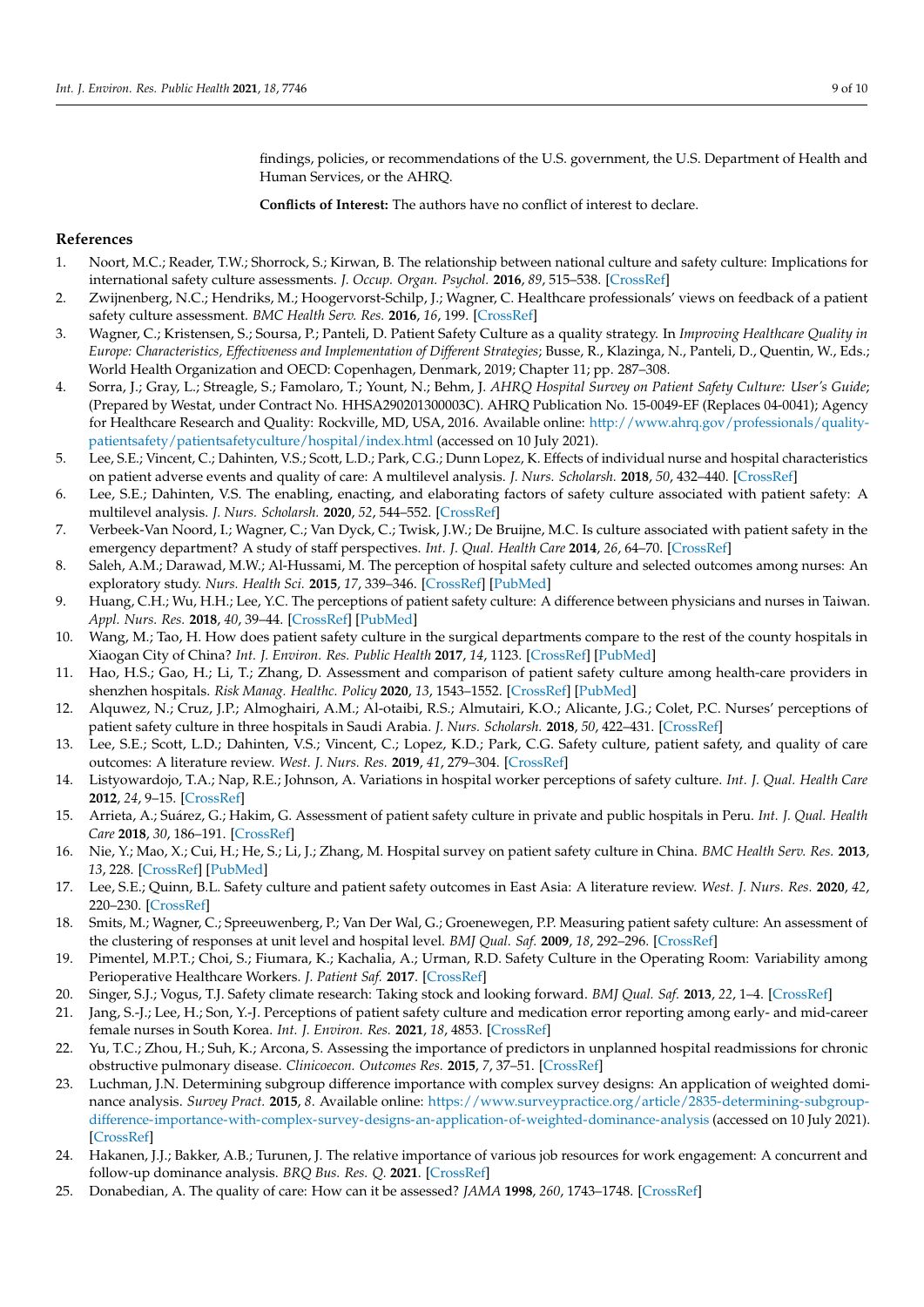findings, policies, or recommendations of the U.S. government, the U.S. Department of Health and Human Services, or the AHRQ.

**Conflicts of Interest:** The authors have no conflict of interest to declare.

## References

1. Noort, M.C.; Reader, T.W.; Shorrock, S.; Kirwan, B. The relationship between national culture and safety culture: Implications for international safety culture assessments. *J. Occup. Organ. Psychol.* **2016**, *89*, 515–538. [CrossRef]
2. Zwijnenberg, N.C.; Hendriks, M.; Hoogervorst-Schilp, J.; Wagner, C. Healthcare professionals' views on feedback of a patient safety culture assessment. *BMC Health Serv. Res.* **2016**, *16*, 199. [CrossRef]
3. Wagner, C.; Kristensen, S.; Soursa, P.; Panteli, D. Patient Safety Culture as a quality strategy. In *Improving Healthcare Quality in Europe: Characteristics, Effectiveness and Implementation of Different Strategies*; Busse, R., Klazinga, N., Panteli, D., Quentin, W., Eds.; World Health Organization and OECD: Copenhagen, Denmark, 2019; Chapter 11; pp. 287–308.
4. Sorra, J.; Gray, L.; Streagle, S.; Famolaro, T.; Yount, N.; Behm, J. *AHRQ Hospital Survey on Patient Safety Culture: User's Guide*; (Prepared by Westat, under Contract No. HHSA290201300003C). AHRQ Publication No. 15-0049-EF (Replaces 04-0041); Agency for Healthcare Research and Quality: Rockville, MD, USA, 2016. Available online: http://www.ahrq.gov/professionals/quality-patientsafety/patientsafetyculture/hospital/index.html (accessed on 10 July 2021).
5. Lee, S.E.; Vincent, C.; Dahinten, V.S.; Scott, L.D.; Park, C.G.; Dunn Lopez, K. Effects of individual nurse and hospital characteristics on patient adverse events and quality of care: A multilevel analysis. *J. Nurs. Scholarsh.* **2018**, *50*, 432–440. [CrossRef]
6. Lee, S.E.; Dahinten, V.S. The enabling, enacting, and elaborating factors of safety culture associated with patient safety: A multilevel analysis. *J. Nurs. Scholarsh.* **2020**, *52*, 544–552. [CrossRef]
7. Verbeek-Van Noord, I.; Wagner, C.; Van Dyck, C.; Twisk, J.W.; De Bruijne, M.C. Is culture associated with patient safety in the emergency department? A study of staff perspectives. *Int. J. Qual. Health Care* **2014**, *26*, 64–70. [CrossRef]
8. Saleh, A.M.; Darawad, M.W.; Al-Hussami, M. The perception of hospital safety culture and selected outcomes among nurses: An exploratory study. *Nurs. Health Sci.* **2015**, *17*, 339–346. [CrossRef] [PubMed]
9. Huang, C.H.; Wu, H.H.; Lee, Y.C. The perceptions of patient safety culture: A difference between physicians and nurses in Taiwan. *Appl. Nurs. Res.* **2018**, *40*, 39–44. [CrossRef] [PubMed]
10. Wang, M.; Tao, H. How does patient safety culture in the surgical departments compare to the rest of the county hospitals in Xiaogan City of China? *Int. J. Environ. Res. Public Health* **2017**, *14*, 1123. [CrossRef] [PubMed]
11. Hao, H.S.; Gao, H.; Li, T.; Zhang, D. Assessment and comparison of patient safety culture among health-care providers in shenzhen hospitals. *Risk Manag. Healthc. Policy* **2020**, *13*, 1543–1552. [CrossRef] [PubMed]
12. Alquwez, N.; Cruz, J.P.; Almoghairi, A.M.; Al-otaibi, R.S.; Almutairi, K.O.; Alicante, J.G.; Colet, P.C. Nurses' perceptions of patient safety culture in three hospitals in Saudi Arabia. *J. Nurs. Scholarsh.* **2018**, *50*, 422–431. [CrossRef]
13. Lee, S.E.; Scott, L.D.; Dahinten, V.S.; Vincent, C.; Lopez, K.D.; Park, C.G. Safety culture, patient safety, and quality of care outcomes: A literature review. *West. J. Nurs. Res.* **2019**, *41*, 279–304. [CrossRef]
14. Listyowardojo, T.A.; Nap, R.E.; Johnson, A. Variations in hospital worker perceptions of safety culture. *Int. J. Qual. Health Care* **2012**, *24*, 9–15. [CrossRef]
15. Arrieta, A.; Suárez, G.; Hakim, G. Assessment of patient safety culture in private and public hospitals in Peru. *Int. J. Qual. Health Care* **2018**, *30*, 186–191. [CrossRef]
16. Nie, Y.; Mao, X.; Cui, H.; He, S.; Li, J.; Zhang, M. Hospital survey on patient safety culture in China. *BMC Health Serv. Res.* **2013**, *13*, 228. [CrossRef] [PubMed]
17. Lee, S.E.; Quinn, B.L. Safety culture and patient safety outcomes in East Asia: A literature review. *West. J. Nurs. Res.* **2020**, *42*, 220–230. [CrossRef]
18. Smits, M.; Wagner, C.; Spreeuwenberg, P.; Van Der Wal, G.; Groenewegen, P.P. Measuring patient safety culture: An assessment of the clustering of responses at unit level and hospital level. *BMJ Qual. Saf.* **2009**, *18*, 292–296. [CrossRef]
19. Pimentel, M.P.T.; Choi, S.; Fiumara, K.; Kachalia, A.; Urman, R.D. Safety Culture in the Operating Room: Variability among Perioperative Healthcare Workers. *J. Patient Saf.* **2017**. [CrossRef]
20. Singer, S.J.; Vogus, T.J. Safety climate research: Taking stock and looking forward. *BMJ Qual. Saf.* **2013**, *22*, 1–4. [CrossRef]
21. Jang, S.-J.; Lee, H.; Son, Y.-J. Perceptions of patient safety culture and medication error reporting among early- and mid-career female nurses in South Korea. *Int. J. Environ. Res.* **2021**, *18*, 4853. [CrossRef]
22. Yu, T.C.; Zhou, H.; Suh, K.; Arcona, S. Assessing the importance of predictors in unplanned hospital readmissions for chronic obstructive pulmonary disease. *Clinicoecon. Outcomes Res.* **2015**, *7*, 37–51. [CrossRef]
23. Luchman, J.N. Determining subgroup difference importance with complex survey designs: An application of weighted dominance analysis. *Survey Pract.* **2015**, *8*. Available online: https://www.surveypractice.org/article/2835-determining-subgroup-difference-importance-with-complex-survey-designs-an-application-of-weighted-dominance-analysis (accessed on 10 July 2021). [CrossRef]
24. Hakanen, J.J.; Bakker, A.B.; Turunen, J. The relative importance of various job resources for work engagement: A concurrent and follow-up dominance analysis. *BRQ Bus. Res. Q.* **2021**. [CrossRef]
25. Donabedian, A. The quality of care: How can it be assessed? *JAMA* **1998**, *260*, 1743–1748. [CrossRef]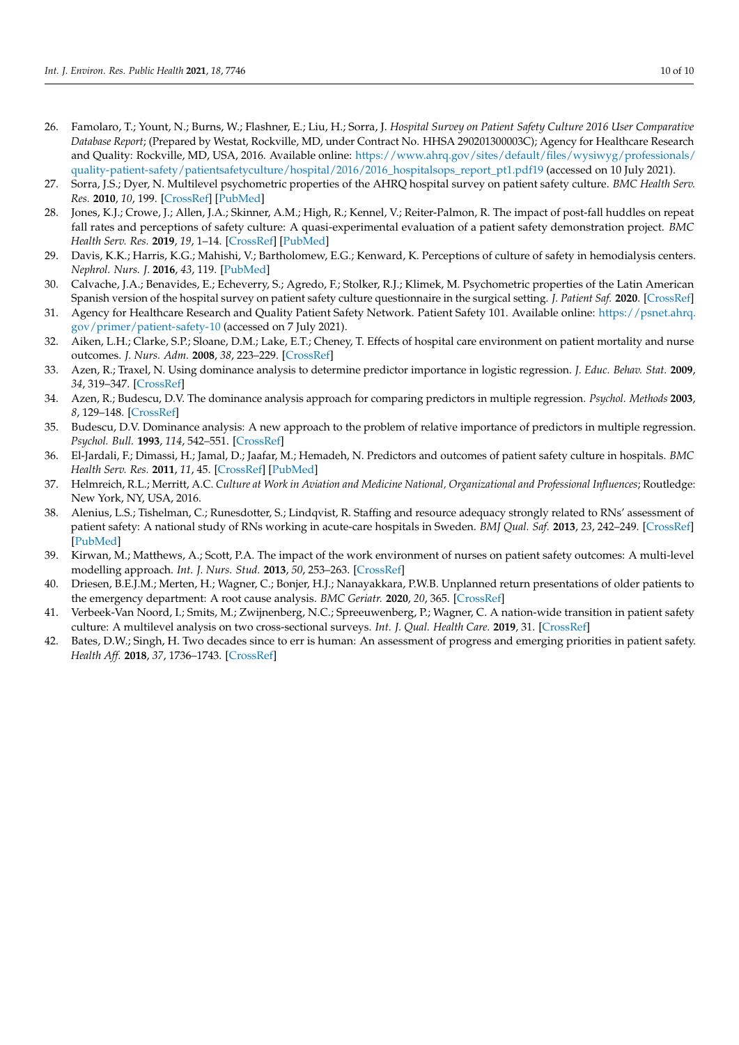26. Famolaro, T.; Yount, N.; Burns, W.; Flashner, E.; Liu, H.; Sorra, J. *Hospital Survey on Patient Safety Culture 2016 User Comparative Database Report*; (Prepared by Westat, Rockville, MD, under Contract No. HHSA 290201300003C); Agency for Healthcare Research and Quality: Rockville, MD, USA, 2016. Available online: https://www.ahrq.gov/sites/default/files/wysiwyg/professionals/quality-patient-safety/patientsafetyculture/hospital/2016/2016_hospitalsops_report_pt1.pdf19 (accessed on 10 July 2021).
27. Sorra, J.S.; Dyer, N. Multilevel psychometric properties of the AHRQ hospital survey on patient safety culture. *BMC Health Serv. Res.* **2010**, *10*, 199. [CrossRef] [PubMed]
28. Jones, K.J.; Crowe, J.; Allen, J.A.; Skinner, A.M.; High, R.; Kennel, V.; Reiter-Palmon, R. The impact of post-fall huddles on repeat fall rates and perceptions of safety culture: A quasi-experimental evaluation of a patient safety demonstration project. *BMC Health Serv. Res.* **2019**, *19*, 1–14. [CrossRef] [PubMed]
29. Davis, K.K.; Harris, K.G.; Mahishi, V.; Bartholomew, E.G.; Kenward, K. Perceptions of culture of safety in hemodialysis centers. *Nephrol. Nurs. J.* **2016**, *43*, 119. [PubMed]
30. Calvache, J.A.; Benavides, E.; Echeverry, S.; Agredo, F.; Stolker, R.J.; Klimek, M. Psychometric properties of the Latin American Spanish version of the hospital survey on patient safety culture questionnaire in the surgical setting. *J. Patient Saf.* **2020**. [CrossRef]
31. Agency for Healthcare Research and Quality Patient Safety Network. Patient Safety 101. Available online: https://psnet.ahrq.gov/primer/patient-safety-10 (accessed on 7 July 2021).
32. Aiken, L.H.; Clarke, S.P.; Sloane, D.M.; Lake, E.T.; Cheney, T. Effects of hospital care environment on patient mortality and nurse outcomes. *J. Nurs. Adm.* **2008**, *38*, 223–229. [CrossRef]
33. Azen, R.; Traxel, N. Using dominance analysis to determine predictor importance in logistic regression. *J. Educ. Behav. Stat.* **2009**, *34*, 319–347. [CrossRef]
34. Azen, R.; Budescu, D.V. The dominance analysis approach for comparing predictors in multiple regression. *Psychol. Methods* **2003**, *8*, 129–148. [CrossRef]
35. Budescu, D.V. Dominance analysis: A new approach to the problem of relative importance of predictors in multiple regression. *Psychol. Bull.* **1993**, *114*, 542–551. [CrossRef]
36. El-Jardali, F.; Dimassi, H.; Jamal, D.; Jaafar, M.; Hemadeh, N. Predictors and outcomes of patient safety culture in hospitals. *BMC Health Serv. Res.* **2011**, *11*, 45. [CrossRef] [PubMed]
37. Helmreich, R.L.; Merritt, A.C. *Culture at Work in Aviation and Medicine National, Organizational and Professional Influences*; Routledge: New York, NY, USA, 2016.
38. Alenius, L.S.; Tishelman, C.; Runesdotter, S.; Lindqvist, R. Staffing and resource adequacy strongly related to RNs' assessment of patient safety: A national study of RNs working in acute-care hospitals in Sweden. *BMJ Qual. Saf.* **2013**, *23*, 242–249. [CrossRef] [PubMed]
39. Kirwan, M.; Matthews, A.; Scott, P.A. The impact of the work environment of nurses on patient safety outcomes: A multi-level modelling approach. *Int. J. Nurs. Stud.* **2013**, *50*, 253–263. [CrossRef]
40. Driesen, B.E.J.M.; Merten, H.; Wagner, C.; Bonjer, H.J.; Nanayakkara, P.W.B. Unplanned return presentations of older patients to the emergency department: A root cause analysis. *BMC Geriatr.* **2020**, *20*, 365. [CrossRef]
41. Verbeek-Van Noord, I.; Smits, M.; Zwijnenberg, N.C.; Spreeuwenberg, P.; Wagner, C. A nation-wide transition in patient safety culture: A multilevel analysis on two cross-sectional surveys. *Int. J. Qual. Health Care.* **2019**, 31. [CrossRef]
42. Bates, D.W.; Singh, H. Two decades since to err is human: An assessment of progress and emerging priorities in patient safety. *Health Aff.* **2018**, *37*, 1736–1743. [CrossRef]